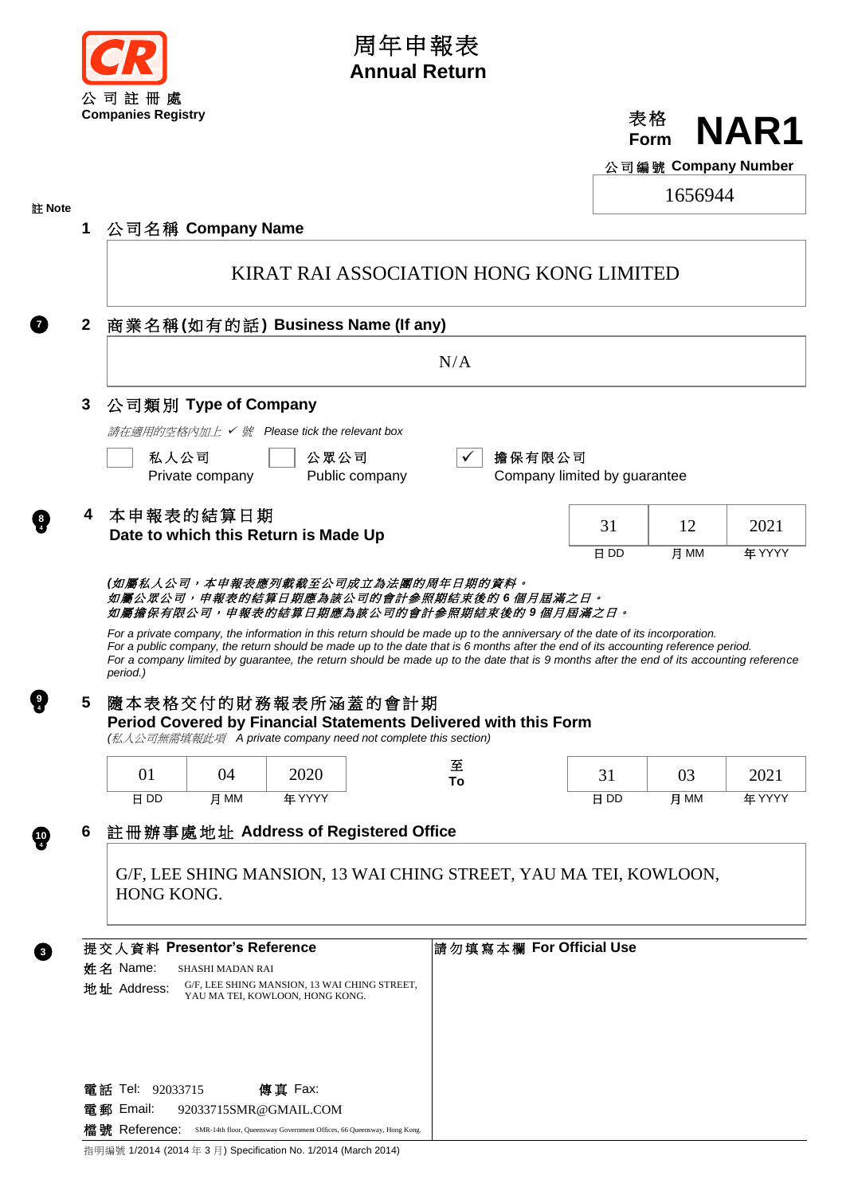公司註冊處
Companies Registry

# 周年申報表
# Annual Return

表格 Form **NAR1**

公司編號 Company Number: 1656944

註 Note

## 1 公司名稱 Company Name

KIRAT RAI ASSOCIATION HONG KONG LIMITED

## 2 商業名稱(如有的話) Business Name (If any)

(Note 7)

N/A

## 3 公司類別 Type of Company

*請在適用的空格內加上 ✓ 號 Please tick the relevant box*

- [ ] 私人公司 Private company
- [ ] 公眾公司 Public company
- [x] 擔保有限公司 Company limited by guarantee

## 4 本申報表的結算日期 Date to which this Return is Made Up

(Note 8, 4)

| 日 DD | 月 MM | 年 YYYY |
|---|---|---|
| 31 | 12 | 2021 |

***(如屬私人公司，本申報表應列載截至公司成立為法團的周年日期的資料。***
***如屬公眾公司，申報表的結算日期應為該公司的會計參照期結束後的 6 個月屆滿之日。***
***如屬擔保有限公司，申報表的結算日期應為該公司的會計參照期結束後的 9 個月屆滿之日。***

*For a private company, the information in this return should be made up to the anniversary of the date of its incorporation.*
*For a public company, the return should be made up to the date that is 6 months after the end of its accounting reference period.*
*For a company limited by guarantee, the return should be made up to the date that is 9 months after the end of its accounting reference period.)*

## 5 隨本表格交付的財務報表所涵蓋的會計期 Period Covered by Financial Statements Delivered with this Form

(Note 9, 4)

*(私人公司無需填報此項 A private company need not complete this section)*

| | 日 DD | 月 MM | 年 YYYY |
|---|---|---|---|
| 由 From | 01 | 04 | 2020 |
| 至 To | 31 | 03 | 2021 |

## 6 註冊辦事處地址 Address of Registered Office

(Note 10, 4)

G/F, LEE SHING MANSION, 13 WAI CHING STREET, YAU MA TEI, KOWLOON, HONG KONG.

(Note 3)

**提交人資料 Presentor's Reference**

姓名 Name: SHASHI MADAN RAI

地址 Address: G/F, LEE SHING MANSION, 13 WAI CHING STREET, YAU MA TEI, KOWLOON, HONG KONG.

電話 Tel: 92033715 傳真 Fax:

電郵 Email: 92033715SMR@GMAIL.COM

檔號 Reference: SMR-14th floor, Queensway Government Offices, 66 Queensway, Hong Kong.

**請勿填寫本欄 For Official Use**

指明編號 1/2014 (2014 年 3 月) Specification No. 1/2014 (March 2014)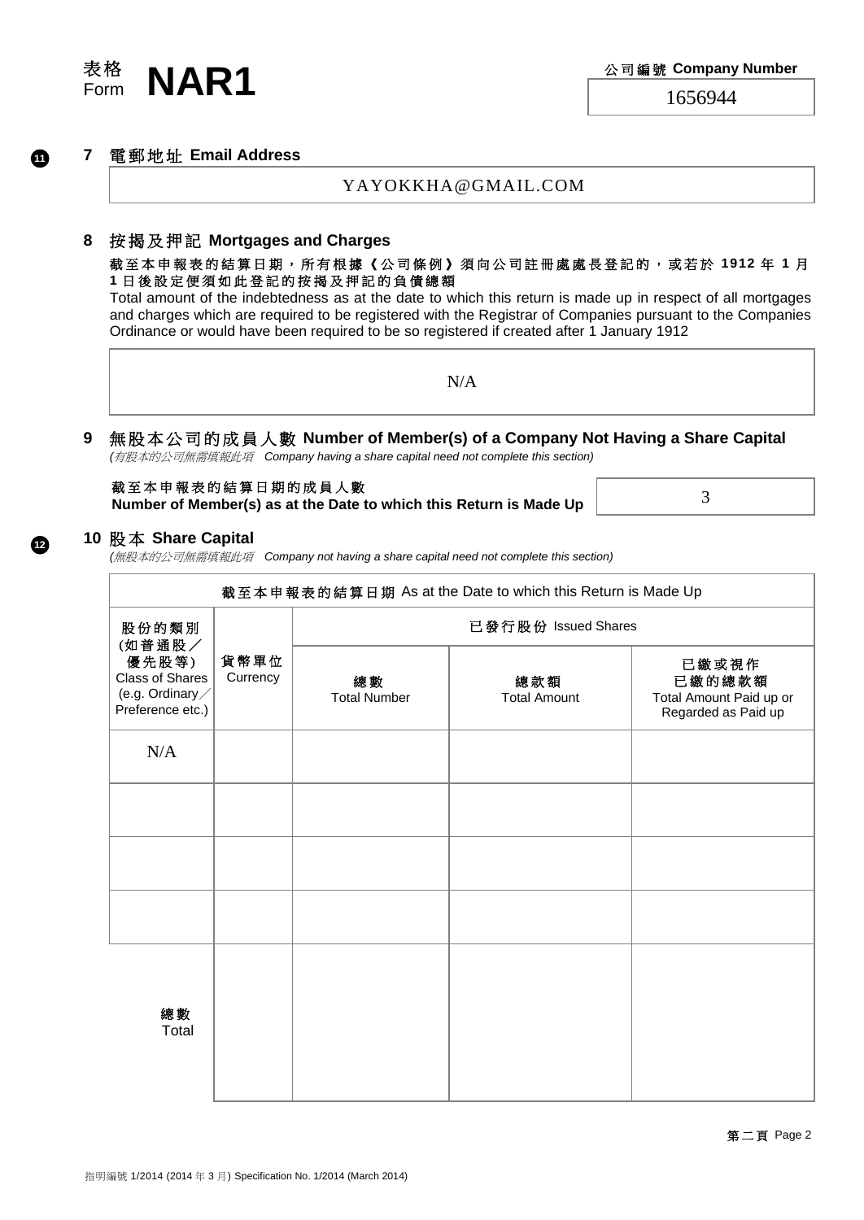表格 Form **NAR1**

公司編號 Company Number

1656944

## 7 電郵地址 Email Address

YAYOKKHA@GMAIL.COM

## 8 按揭及押記 Mortgages and Charges

**截至本申報表的結算日期，所有根據《公司條例》須向公司註冊處處長登記的，或若於 1912 年 1 月 1 日後設定便須如此登記的按揭及押記的負債總額**

Total amount of the indebtedness as at the date to which this return is made up in respect of all mortgages and charges which are required to be registered with the Registrar of Companies pursuant to the Companies Ordinance or would have been required to be so registered if created after 1 January 1912

N/A

## 9 無股本公司的成員人數 Number of Member(s) of a Company Not Having a Share Capital

*(有股本的公司無需填報此項 Company having a share capital need not complete this section)*

**截至本申報表的結算日期的成員人數**
**Number of Member(s) as at the Date to which this Return is Made Up**

3

## 10 股本 Share Capital

*(無股本的公司無需填報此項 Company not having a share capital need not complete this section)*

| 截至本申報表的結算日期 As at the Date to which this Return is Made Up | | | | |
|---|---|---|---|---|
| 股份的類別 (如普通股／優先股等) Class of Shares (e.g. Ordinary／Preference etc.) | 貨幣單位 Currency | 已發行股份 Issued Shares | | |
| | | 總數 Total Number | 總款額 Total Amount | 已繳或視作已繳的總款額 Total Amount Paid up or Regarded as Paid up |
| N/A | | | | |
| | | | | |
| | | | | |
| | | | | |
| 總數 Total | | | | |

指明編號 1/2014 (2014 年 3 月) Specification No. 1/2014 (March 2014)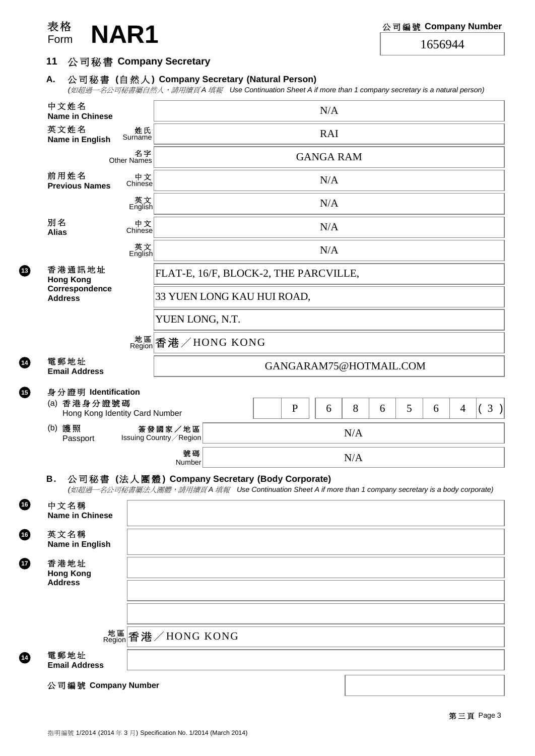表格 Form **NAR1**

公司編號 Company Number: 1656944

## 11 公司秘書 Company Secretary

### A. 公司秘書 (自然人) Company Secretary (Natural Person)

*(如超過一名公司秘書屬自然人，請用續頁 A 填報 Use Continuation Sheet A if more than 1 company secretary is a natural person)*

| | | |
|---|---|---|
| 中文姓名 Name in Chinese | | N/A |
| 英文姓名 Name in English | 姓氏 Surname | RAI |
| | 名字 Other Names | GANGA RAM |
| 前用姓名 Previous Names | 中文 Chinese | N/A |
| | 英文 English | N/A |
| 別名 Alias | 中文 Chinese | N/A |
| | 英文 English | N/A |
| 13 香港通訊地址 Hong Kong Correspondence Address | | FLAT-E, 16/F, BLOCK-2, THE PARCVILLE, |
| | | 33 YUEN LONG KAU HUI ROAD, |
| | | YUEN LONG, N.T. |
| | 地區 Region | 香港／HONG KONG |
| 14 電郵地址 Email Address | | GANGARAM75@HOTMAIL.COM |

**15 身分證明 Identification**

| | | |
|---|---|---|
| (a) 香港身分證號碼 Hong Kong Identity Card Number | | P 6 8 6 5 6 4 ( 3 ) |
| (b) 護照 Passport | 簽發國家／地區 Issuing Country／Region | N/A |
| | 號碼 Number | N/A |

### B. 公司秘書 (法人團體) Company Secretary (Body Corporate)

*(如超過一名公司秘書屬法人團體，請用續頁 A 填報 Use Continuation Sheet A if more than 1 company secretary is a body corporate)*

| | | |
|---|---|---|
| 16 中文名稱 Name in Chinese | | |
| 16 英文名稱 Name in English | | |
| 17 香港地址 Hong Kong Address | | |
| | | |
| | | |
| | 地區 Region | 香港／HONG KONG |
| 14 電郵地址 Email Address | | |
| 公司編號 Company Number | | |

指明編號 1/2014 (2014 年 3 月) Specification No. 1/2014 (March 2014)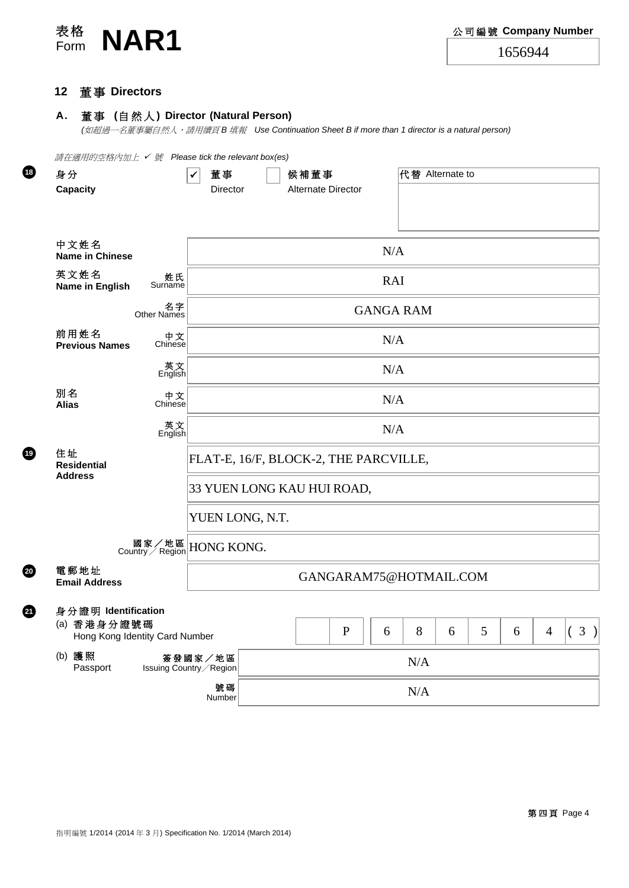表格 Form **NAR1**

公司編號 Company Number: 1656944

## 12 董事 Directors

### A. 董事 (自然人) Director (Natural Person)

*(如超過一名董事屬自然人，請用續頁 B 填報 Use Continuation Sheet B if more than 1 director is a natural person)*

*請在適用的空格內加上 ✓ 號 Please tick the relevant box(es)*

| | | |
|---|---|---|
| 18 身分 Capacity | ☑ 董事 Director ☐ 候補董事 Alternate Director | 代替 Alternate to: |
| 中文姓名 Name in Chinese | | N/A |
| 英文姓名 Name in English | 姓氏 Surname | RAI |
| | 名字 Other Names | GANGA RAM |
| 前用姓名 Previous Names | 中文 Chinese | N/A |
| | 英文 English | N/A |
| 別名 Alias | 中文 Chinese | N/A |
| | 英文 English | N/A |
| 19 住址 Residential Address | | FLAT-E, 16/F, BLOCK-2, THE PARCVILLE, |
| | | 33 YUEN LONG KAU HUI ROAD, |
| | | YUEN LONG, N.T. |
| | 國家／地區 Country／Region | HONG KONG. |
| 20 電郵地址 Email Address | | GANGARAM75@HOTMAIL.COM |

21 身分證明 Identification

| | | |
|---|---|---|
| (a) 香港身分證號碼 Hong Kong Identity Card Number | | P 6 8 6 5 6 4 (3) |
| (b) 護照 Passport | 簽發國家／地區 Issuing Country／Region | N/A |
| | 號碼 Number | N/A |

指明編號 1/2014 (2014 年 3 月) Specification No. 1/2014 (March 2014)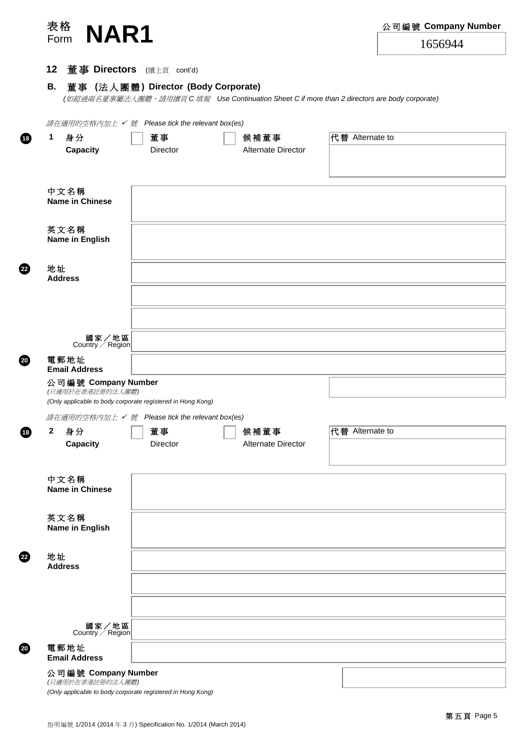表格 Form **NAR1**

公司編號 Company Number

1656944

## 12 董事 Directors (續上頁 cont'd)

### B. 董事 (法人團體) Director (Body Corporate)

*(如超過兩名董事屬法人團體，請用續頁 C 填報 Use Continuation Sheet C if more than 2 directors are body corporate)*

*請在適用的空格內加上 ✓ 號 Please tick the relevant box(es)*

18 **1 身分 Capacity** ☐ 董事 Director ☐ 候補董事 Alternate Director 代替 Alternate to

**中文名稱 Name in Chinese**

**英文名稱 Name in English**

22 **地址 Address**

國家／地區 Country／Region

20 **電郵地址 Email Address**

**公司編號 Company Number**
*(只適用於在香港註冊的法人團體)*
*(Only applicable to body corporate registered in Hong Kong)*

*請在適用的空格內加上 ✓ 號 Please tick the relevant box(es)*

18 **2 身分 Capacity** ☐ 董事 Director ☐ 候補董事 Alternate Director 代替 Alternate to

**中文名稱 Name in Chinese**

**英文名稱 Name in English**

22 **地址 Address**

國家／地區 Country／Region

20 **電郵地址 Email Address**

**公司編號 Company Number**
*(只適用於在香港註冊的法人團體)*
*(Only applicable to body corporate registered in Hong Kong)*

指明編號 1/2014 (2014 年 3 月) Specification No. 1/2014 (March 2014)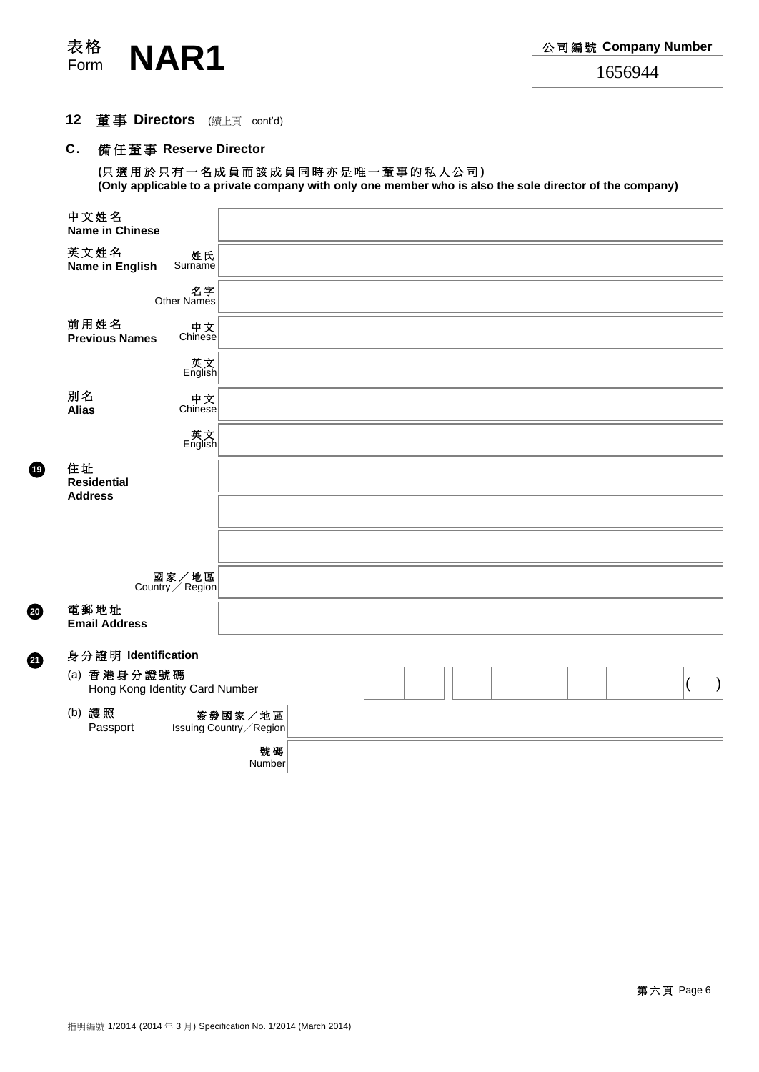表格 Form **NAR1**

公司編號 **Company Number**

1656944

## 12 董事 Directors (續上頁 cont'd)

### C. 備任董事 Reserve Director

**(只適用於只有一名成員而該成員同時亦是唯一董事的私人公司)**
**(Only applicable to a private company with only one member who is also the sole director of the company)**

| | | |
|---|---|---|
| 中文姓名 **Name in Chinese** | | |
| 英文姓名 **Name in English** | 姓氏 Surname | |
| | 名字 Other Names | |
| 前用姓名 **Previous Names** | 中文 Chinese | |
| | 英文 English | |
| 別名 **Alias** | 中文 Chinese | |
| | 英文 English | |
| 19 住址 **Residential Address** | | |
| | | |
| | | |
| | 國家／地區 Country／Region | |
| 20 電郵地址 **Email Address** | | |

21 **身分證明 Identification**

(a) 香港身分證號碼 Hong Kong Identity Card Number ( )

| | | |
|---|---|---|
| (b) 護照 Passport | 簽發國家／地區 Issuing Country／Region | |
| | 號碼 Number | |

指明編號 1/2014 (2014 年 3 月) Specification No. 1/2014 (March 2014)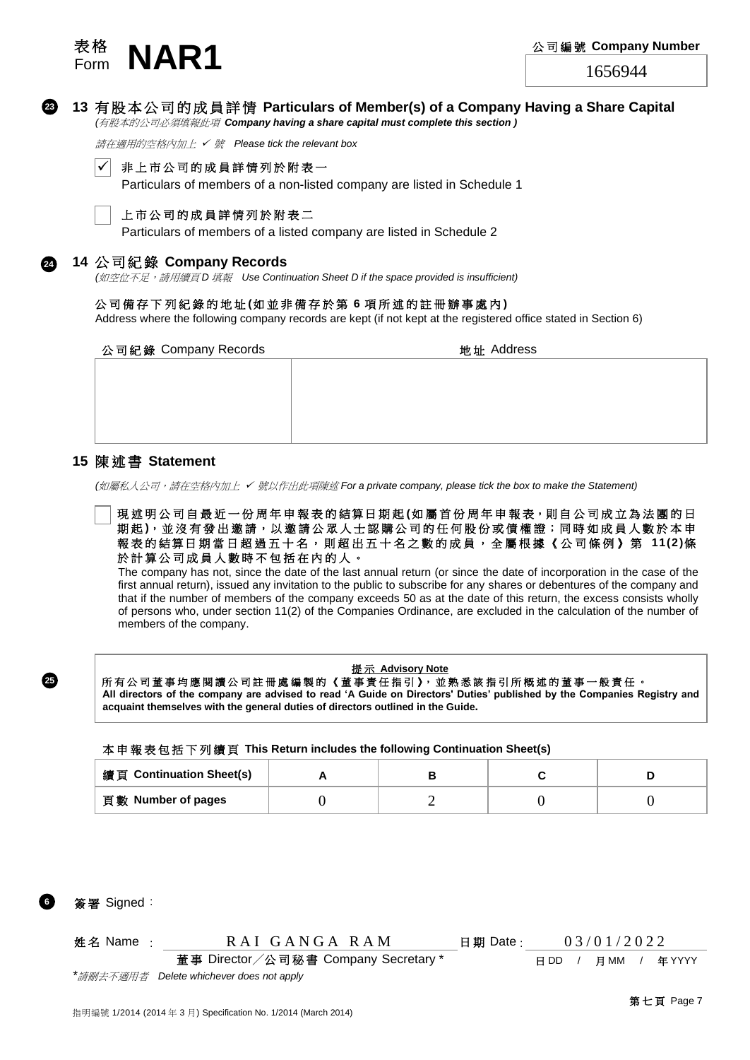表格 Form **NAR1**

公司編號 Company Number

1656944

## 13 有股本公司的成員詳情 Particulars of Member(s) of a Company Having a Share Capital

*(有股本的公司必須填報此項 **Company having a share capital must complete this section** )*

*請在適用的空格內加上 ✓ 號 Please tick the relevant box*

☑ 非上市公司的成員詳情列於附表一
Particulars of members of a non-listed company are listed in Schedule 1

☐ 上市公司的成員詳情列於附表二
Particulars of members of a listed company are listed in Schedule 2

## 14 公司紀錄 Company Records

*(如空位不足，請用續頁 D 填報 Use Continuation Sheet D if the space provided is insufficient)*

**公司備存下列紀錄的地址(如並非備存於第 6 項所述的註冊辦事處內)**
Address where the following company records are kept (if not kept at the registered office stated in Section 6)

| 公司紀錄 Company Records | 地址 Address |
|---|---|
| | |

## 15 陳述書 Statement

*(如屬私人公司，請在空格內加上 ✓ 號以作出此項陳述 For a private company, please tick the box to make the Statement)*

☐ **現述明公司自最近一份周年申報表的結算日期起(如屬首份周年申報表，則自公司成立為法團的日期起)，並沒有發出邀請，以邀請公眾人士認購公司的任何股份或債權證；同時如成員人數於本申報表的結算日期當日超過五十名，則超出五十名之數的成員，全屬根據《公司條例》第 11(2)條於計算公司成員人數時不包括在內的人。**
The company has not, since the date of the last annual return (or since the date of incorporation in the case of the first annual return), issued any invitation to the public to subscribe for any shares or debentures of the company and that if the number of members of the company exceeds 50 as at the date of this return, the excess consists wholly of persons who, under section 11(2) of the Companies Ordinance, are excluded in the calculation of the number of members of the company.

**提示 Advisory Note**
所有公司董事均應閱讀公司註冊處編製的《董事責任指引》，並熟悉該指引所概述的董事一般責任。
**All directors of the company are advised to read 'A Guide on Directors' Duties' published by the Companies Registry and acquaint themselves with the general duties of directors outlined in the Guide.**

本申報表包括下列續頁 **This Return includes the following Continuation Sheet(s)**

| 續頁 Continuation Sheet(s) | A | B | C | D |
|---|---|---|---|---|
| 頁數 Number of pages | 0 | 2 | 0 | 0 |

**簽署** Signed：

姓名 Name：RAI GANGA RAM　　日期 Date：03/01/2022

董事 Director／公司秘書 Company Secretary *　　日 DD / 月 MM / 年 YYYY

*請刪去不適用者 Delete whichever does not apply*

指明編號 1/2014 (2014 年 3 月) Specification No. 1/2014 (March 2014)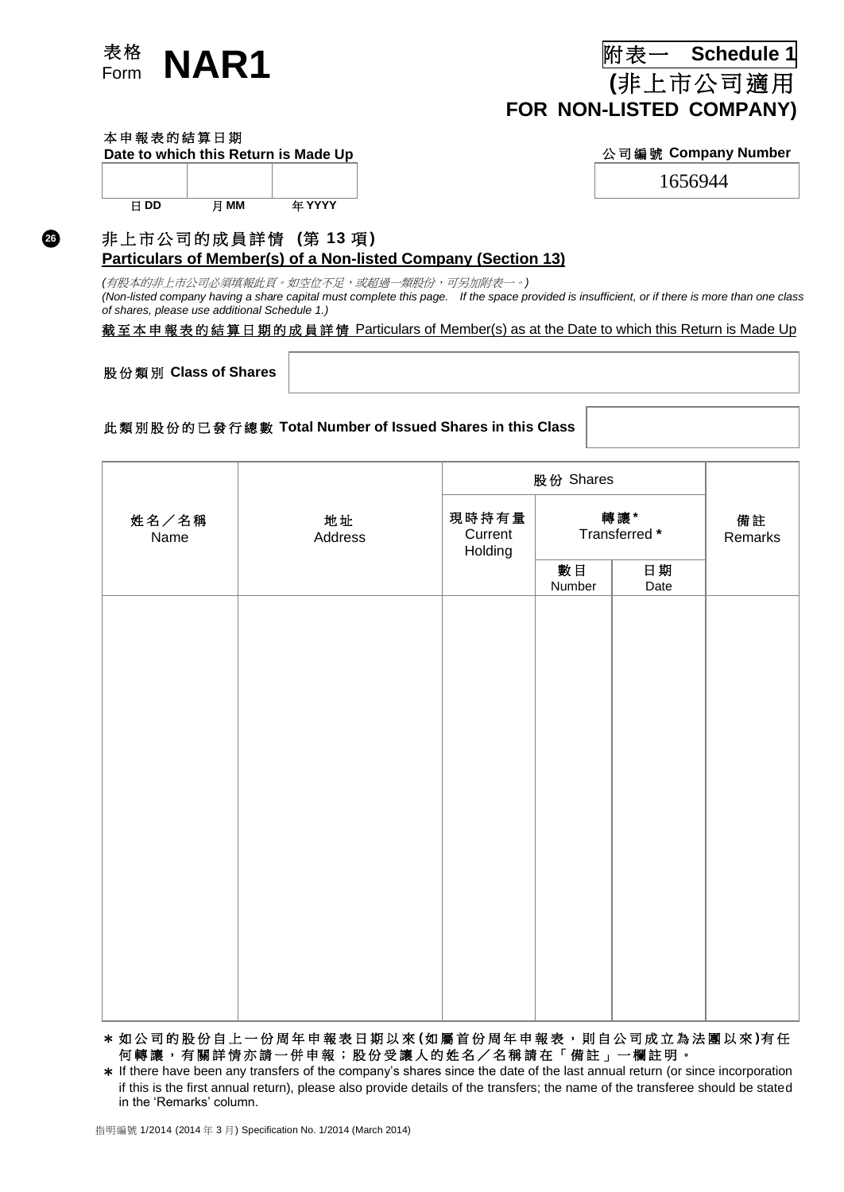表格 Form **NAR1**

附表一 **Schedule 1**

**(**非上市公司適用 **FOR NON-LISTED COMPANY)**

本申報表的結算日期
**Date to which this Return is Made Up**

| | | |
|---|---|---|
| 日 **DD** | 月 **MM** | 年 **YYYY** |

公司編號 **Company Number**

1656944

26

## 非上市公司的成員詳情 (第 13 項) Particulars of Member(s) of a Non-listed Company (Section 13)

*(有股本的非上市公司必須填報此頁。如空位不足，或超過一類股份，可另加附表一。)*
*(Non-listed company having a share capital must complete this page. If the space provided is insufficient, or if there is more than one class of shares, please use additional Schedule 1.)*

截至本申報表的結算日期的成員詳情 Particulars of Member(s) as at the Date to which this Return is Made Up

股份類別 **Class of Shares**

此類別股份的已發行總數 **Total Number of Issued Shares in this Class**

| 姓名／名稱 Name | 地址 Address | 股份 Shares | | | 備註 Remarks |
|---|---|---|---|---|---|
| | | 現時持有量 Current Holding | 轉讓* Transferred * | | |
| | | | 數目 Number | 日期 Date | |
| | | | | | |

\* 如公司的股份自上一份周年申報表日期以來(如屬首份周年申報表，則自公司成立為法團以來)有任何轉讓，有關詳情亦請一併申報；股份受讓人的姓名／名稱請在「備註」一欄註明。

\* If there have been any transfers of the company's shares since the date of the last annual return (or since incorporation if this is the first annual return), please also provide details of the transfers; the name of the transferee should be stated in the 'Remarks' column.

指明編號 1/2014 (2014 年 3 月) Specification No. 1/2014 (March 2014)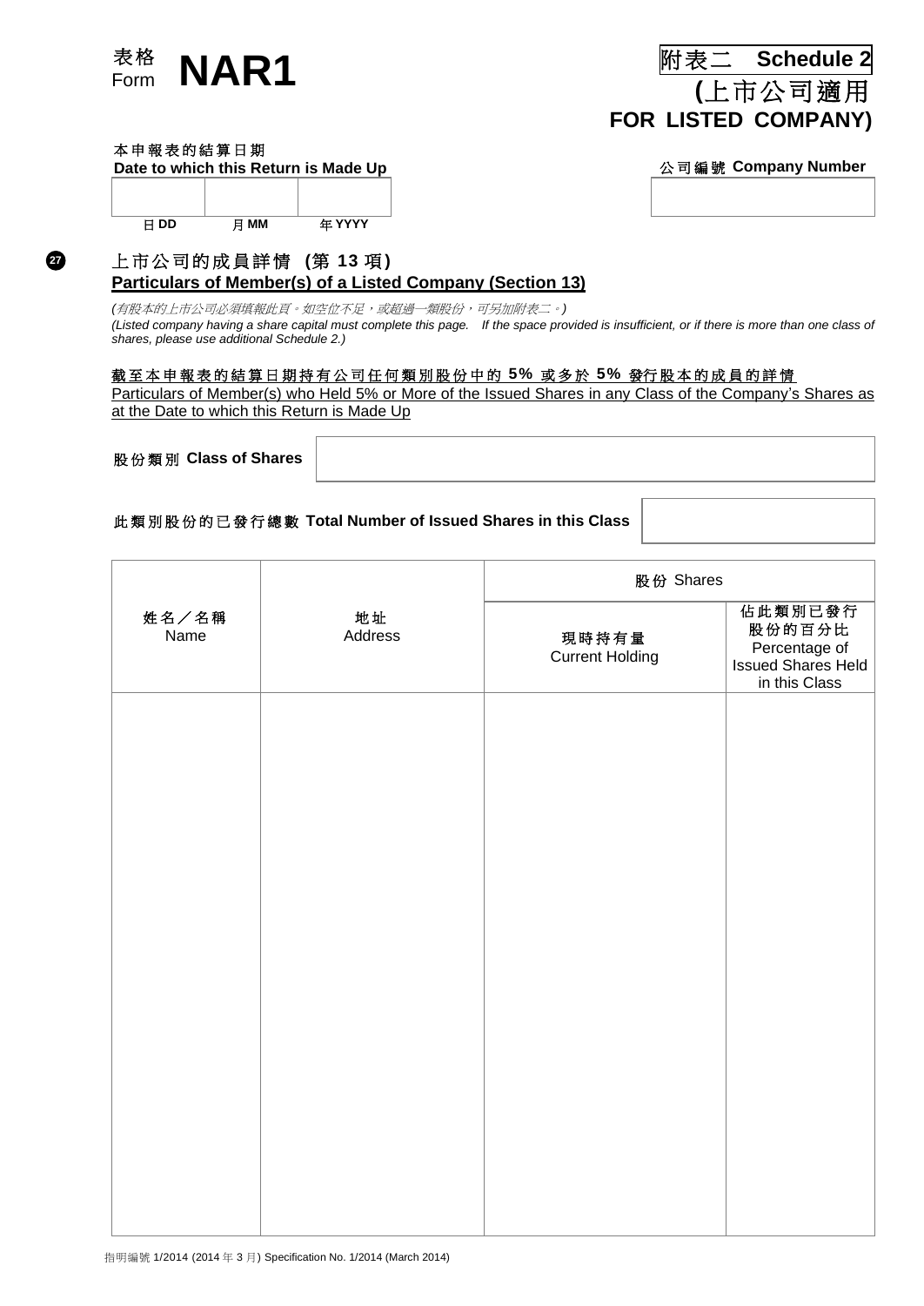表格 Form **NAR1**

附表二 **Schedule 2**

**(**上市公司適用 **FOR LISTED COMPANY)**

本申報表的結算日期
**Date to which this Return is Made Up**

| | | |
|---|---|---|
| 日 **DD** | 月 **MM** | 年 **YYYY** |

公司編號 **Company Number**

| |
|---|
| |

27

## 上市公司的成員詳情 (第 13 項) Particulars of Member(s) of a Listed Company (Section 13)

*(有股本的上市公司必須填報此頁。如空位不足，或超過一類股份，可另加附表二。)*
*(Listed company having a share capital must complete this page. If the space provided is insufficient, or if there is more than one class of shares, please use additional Schedule 2.)*

截至本申報表的結算日期持有公司任何類別股份中的 **5%** 或多於 **5%** 發行股本的成員的詳情
Particulars of Member(s) who Held 5% or More of the Issued Shares in any Class of the Company's Shares as at the Date to which this Return is Made Up

股份類別 **Class of Shares**

此類別股份的已發行總數 **Total Number of Issued Shares in this Class**

| 姓名／名稱 Name | 地址 Address | 股份 Shares | |
|---|---|---|---|
| | | 現時持有量 Current Holding | 佔此類別已發行股份的百分比 Percentage of Issued Shares Held in this Class |
| | | | |

指明編號 1/2014 (2014 年 3 月) Specification No. 1/2014 (March 2014)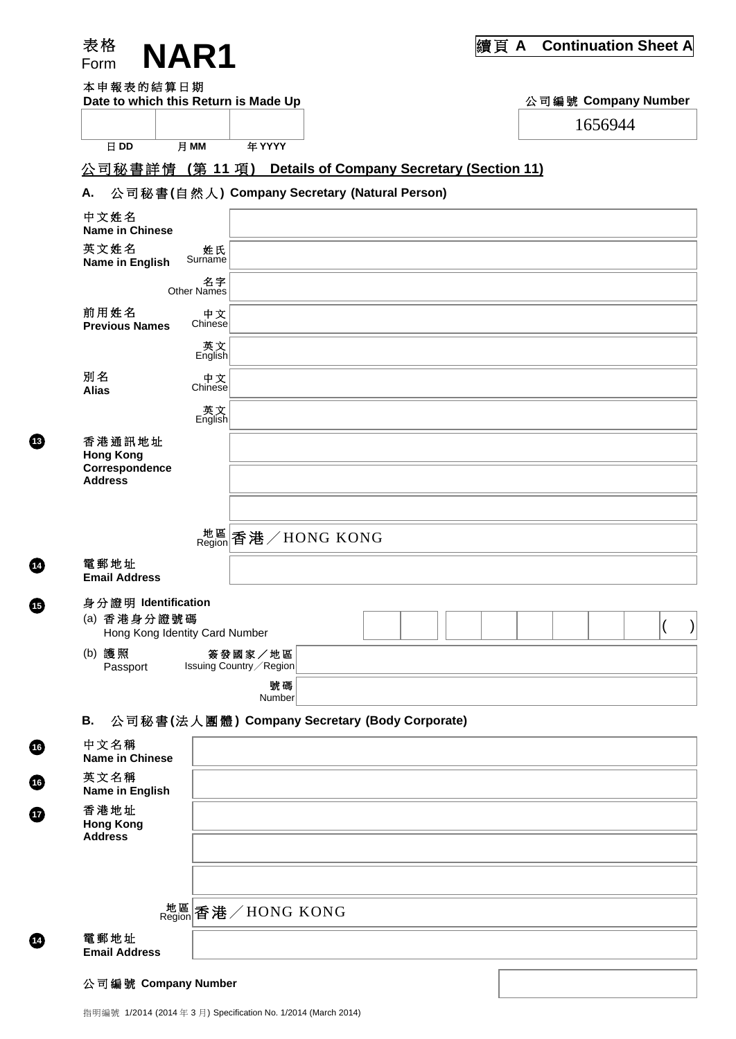# 表格 Form NAR1

**續頁 A Continuation Sheet A**

本申報表的結算日期
**Date to which this Return is Made Up**

| 日 DD | 月 MM | 年 YYYY |
|---|---|---|
| | | |

公司編號 **Company Number**

1656944

## 公司秘書詳情（第 11 項） Details of Company Secretary (Section 11)

### A. 公司秘書(自然人) Company Secretary (Natural Person)

| | | |
|---|---|---|
| 中文姓名 **Name in Chinese** | | |
| 英文姓名 **Name in English** | 姓氏 Surname | |
| | 名字 Other Names | |
| 前用姓名 **Previous Names** | 中文 Chinese | |
| | 英文 English | |
| 別名 **Alias** | 中文 Chinese | |
| | 英文 English | |
| 13 香港通訊地址 **Hong Kong Correspondence Address** | | |
| | | |
| | | |
| | 地區 Region | 香港／HONG KONG |
| 14 電郵地址 **Email Address** | | |

15 身分證明 **Identification**

(a) 香港身分證號碼 Hong Kong Identity Card Number: ☐☐ ☐☐☐☐☐☐ ( )

(b) 護照 Passport

| | |
|---|---|
| 簽發國家／地區 Issuing Country／Region | |
| 號碼 Number | |

### B. 公司秘書(法人團體) Company Secretary (Body Corporate)

| | | |
|---|---|---|
| 16 中文名稱 **Name in Chinese** | | |
| 16 英文名稱 **Name in English** | | |
| 17 香港地址 **Hong Kong Address** | | |
| | | |
| | | |
| | 地區 Region | 香港／HONG KONG |
| 14 電郵地址 **Email Address** | | |

公司編號 **Company Number**

指明編號 1/2014 (2014 年 3 月) Specification No. 1/2014 (March 2014)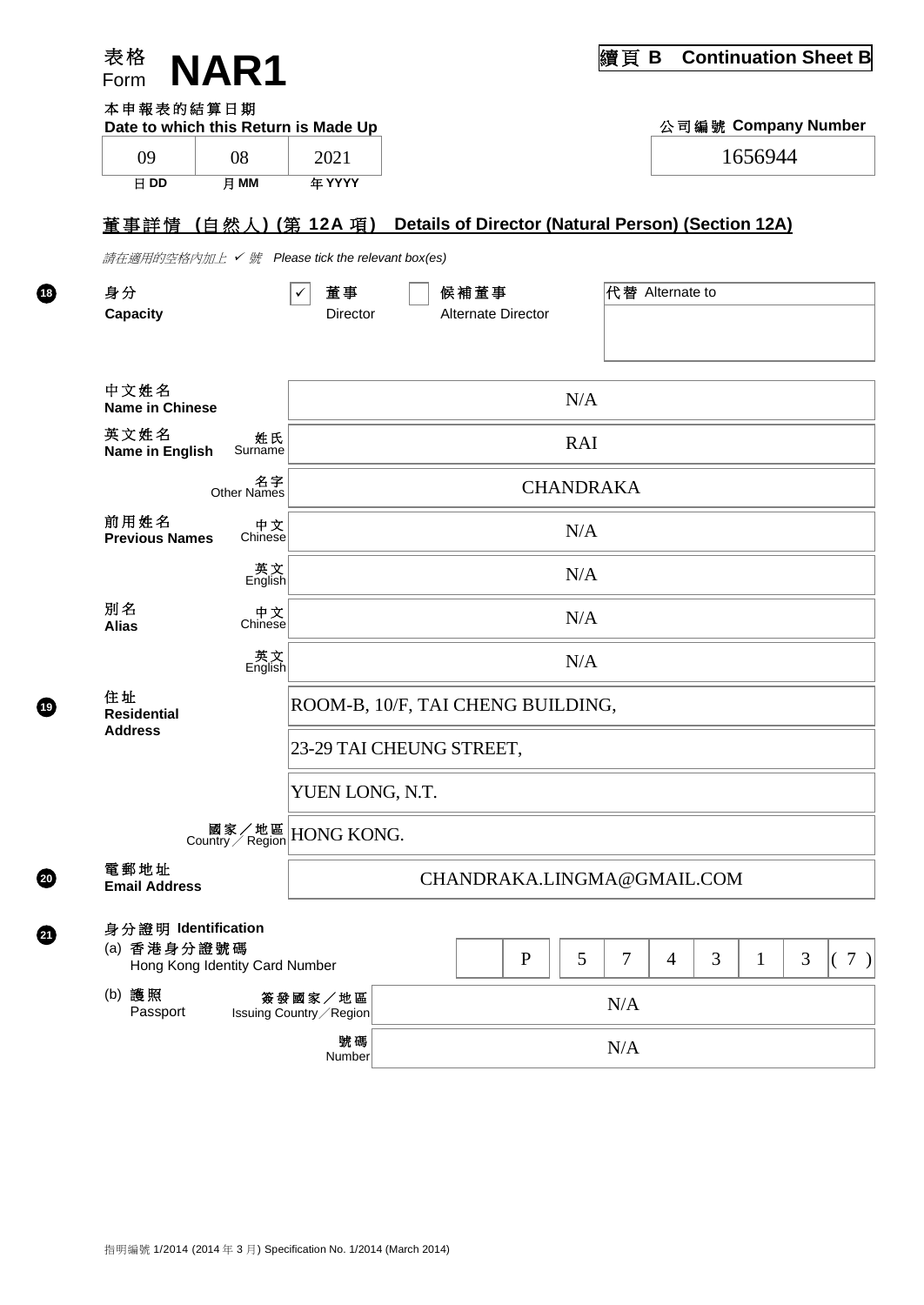表格 Form **NAR1**

**續頁 B　Continuation Sheet B**

**本申報表的結算日期**
**Date to which this Return is Made Up**

| 09 | 08 | 2021 |
|---|---|---|
| 日 DD | 月 MM | 年 YYYY |

**公司編號 Company Number**

1656944

## 董事詳情 (自然人) (第 12A 項)　Details of Director (Natural Person) (Section 12A)

*請在適用的空格內加上 ✓ 號　Please tick the relevant box(es)*

**18** 身分 **Capacity**

- [x] 董事 Director
- [ ] 候補董事 Alternate Director

代替 Alternate to: 

| | | |
|---|---|---|
| 中文姓名 **Name in Chinese** | | N/A |
| 英文姓名 **Name in English** | 姓氏 Surname | RAI |
| | 名字 Other Names | CHANDRAKA |
| 前用姓名 **Previous Names** | 中文 Chinese | N/A |
| | 英文 English | N/A |
| 別名 **Alias** | 中文 Chinese | N/A |
| | 英文 English | N/A |

**19** 住址 **Residential Address**

ROOM-B, 10/F, TAI CHENG BUILDING,
23-29 TAI CHEUNG STREET,
YUEN LONG, N.T.

國家／地區 Country／Region: HONG KONG.

**20** 電郵地址 **Email Address**: CHANDRAKA.LINGMA@GMAIL.COM

**21** 身分證明 **Identification**

(a) 香港身分證號碼 Hong Kong Identity Card Number: P 5 7 4 3 1 3 ( 7 )

(b) 護照 Passport

| | |
|---|---|
| 簽發國家／地區 Issuing Country／Region | N/A |
| 號碼 Number | N/A |

指明編號 1/2014 (2014 年 3 月) Specification No. 1/2014 (March 2014)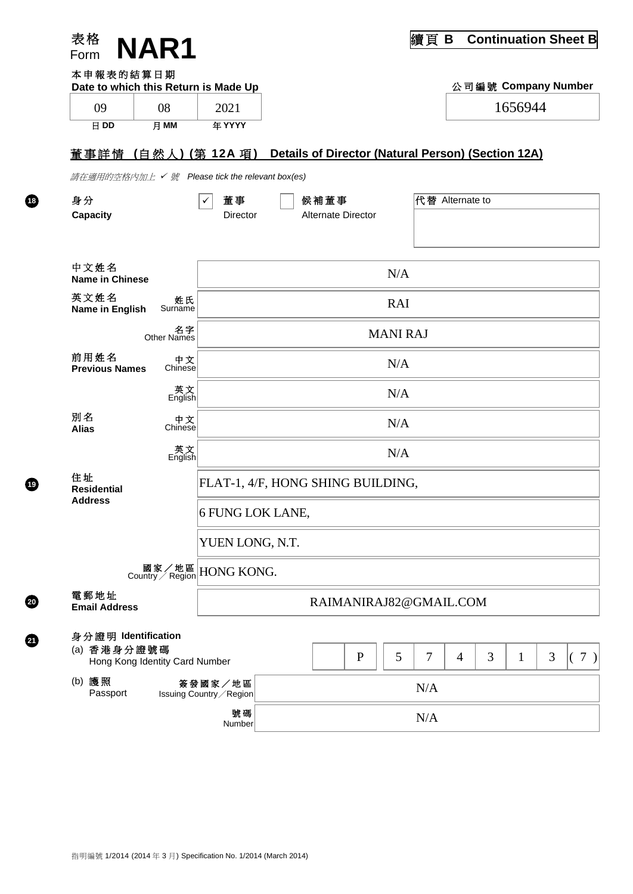表格 Form **NAR1**

**續頁 B Continuation Sheet B**

**本申報表的結算日期**
**Date to which this Return is Made Up**

| 09 | 08 | 2021 |
|---|---|---|
| 日 DD | 月 MM | 年 YYYY |

**公司編號 Company Number**

1656944

## 董事詳情 (自然人) (第 12A 項) Details of Director (Natural Person) (Section 12A)

*請在適用的空格內加上 ✓ 號 Please tick the relevant box(es)*

**18** 身分 **Capacity**

| | | |
|---|---|---|
| ✓ 董事 Director | ☐ 候補董事 Alternate Director | 代替 Alternate to: |

| | | |
|---|---|---|
| 中文姓名 **Name in Chinese** | | N/A |
| 英文姓名 **Name in English** | 姓氏 Surname | RAI |
| | 名字 Other Names | MANI RAJ |
| 前用姓名 **Previous Names** | 中文 Chinese | N/A |
| | 英文 English | N/A |
| 別名 **Alias** | 中文 Chinese | N/A |
| | 英文 English | N/A |

**19** 住址 **Residential Address**

FLAT-1, 4/F, HONG SHING BUILDING,
6 FUNG LOK LANE,
YUEN LONG, N.T.

國家／地區 Country／Region: HONG KONG.

**20** 電郵地址 **Email Address**: RAIMANIRAJ82@GMAIL.COM

**21** 身分證明 **Identification**

(a) 香港身分證號碼 Hong Kong Identity Card Number: P 5 7 4 3 1 3 ( 7 )

(b) 護照 Passport

| | |
|---|---|
| 簽發國家／地區 Issuing Country／Region | N/A |
| 號碼 Number | N/A |

指明編號 1/2014 (2014 年 3 月) Specification No. 1/2014 (March 2014)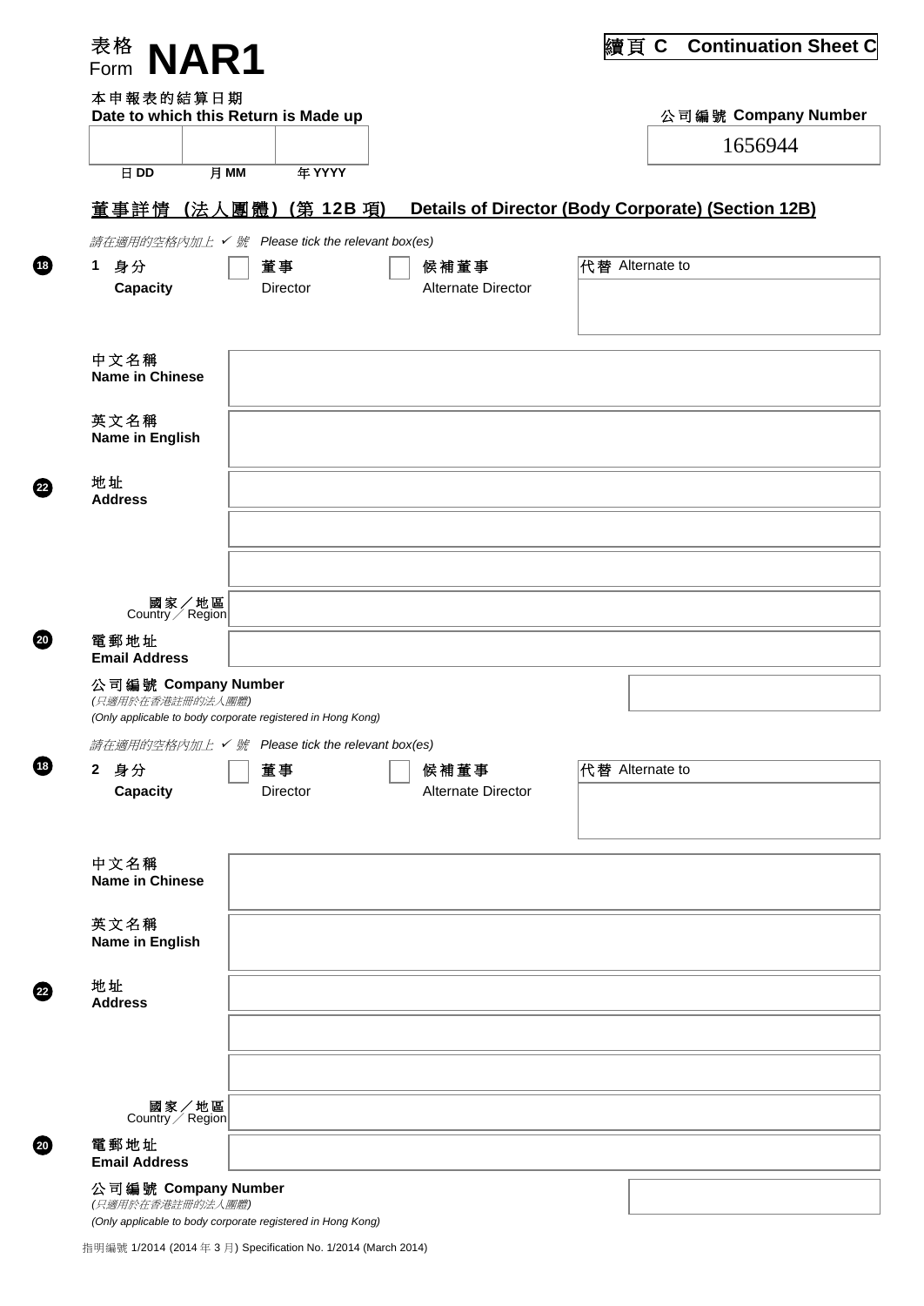表格 Form **NAR1**

**續頁 C　Continuation Sheet C**

本申報表的結算日期
**Date to which this Return is Made up**

| | | |
|---|---|---|
| 日 DD | 月 MM | 年 YYYY |

公司編號 **Company Number**

1656944

## 董事詳情（法人團體）(第 12B 項)　Details of Director (Body Corporate) (Section 12B)

*請在適用的空格內加上 ✓ 號　Please tick the relevant box(es)*

18 **1 身分 Capacity**　☐ 董事 Director　☐ 候補董事 Alternate Director　代替 Alternate to

中文名稱
**Name in Chinese**

英文名稱
**Name in English**

22 地址
**Address**

國家／地區 Country／Region

20 電郵地址
**Email Address**

公司編號 **Company Number**
*(只適用於在香港註冊的法人團體)*
*(Only applicable to body corporate registered in Hong Kong)*

*請在適用的空格內加上 ✓ 號　Please tick the relevant box(es)*

18 **2 身分 Capacity**　☐ 董事 Director　☐ 候補董事 Alternate Director　代替 Alternate to

中文名稱
**Name in Chinese**

英文名稱
**Name in English**

22 地址
**Address**

國家／地區 Country／Region

20 電郵地址
**Email Address**

公司編號 **Company Number**
*(只適用於在香港註冊的法人團體)*
*(Only applicable to body corporate registered in Hong Kong)*

指明編號 1/2014 (2014 年 3 月) Specification No. 1/2014 (March 2014)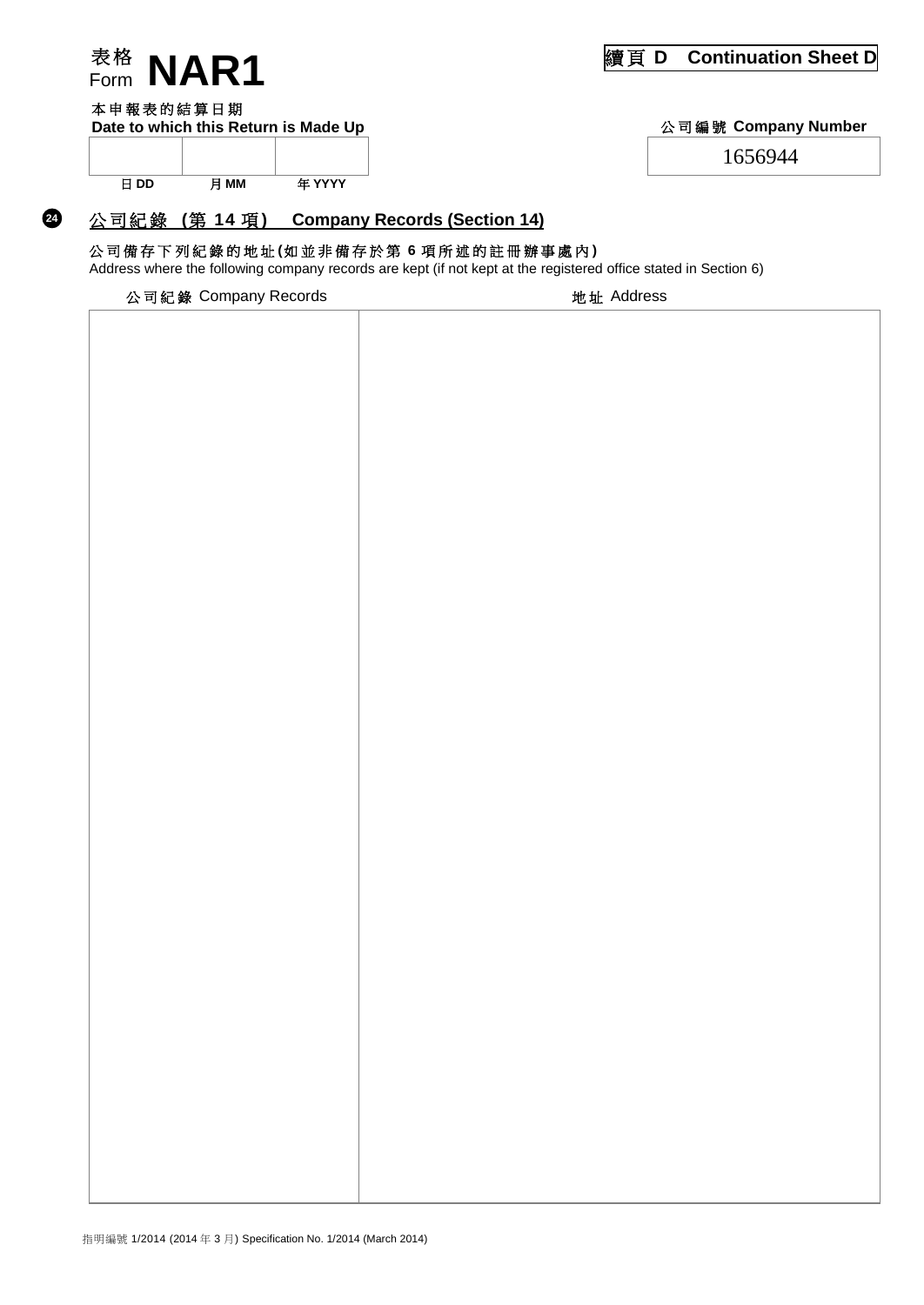# 表格 Form **NAR1**

**續頁 D Continuation Sheet D**

本申報表的結算日期
**Date to which this Return is Made Up**

| | | |
|---|---|---|
| | | |
| 日 DD | 月 MM | 年 YYYY |

公司編號 **Company Number**

1656944

## 24 公司紀錄 (第 14 項) Company Records (Section 14)

公司備存下列紀錄的地址(如並非備存於第 6 項所述的註冊辦事處內)
Address where the following company records are kept (if not kept at the registered office stated in Section 6)

| 公司紀錄 Company Records | 地址 Address |
|---|---|
| | |

指明編號 1/2014 (2014 年 3 月) Specification No. 1/2014 (March 2014)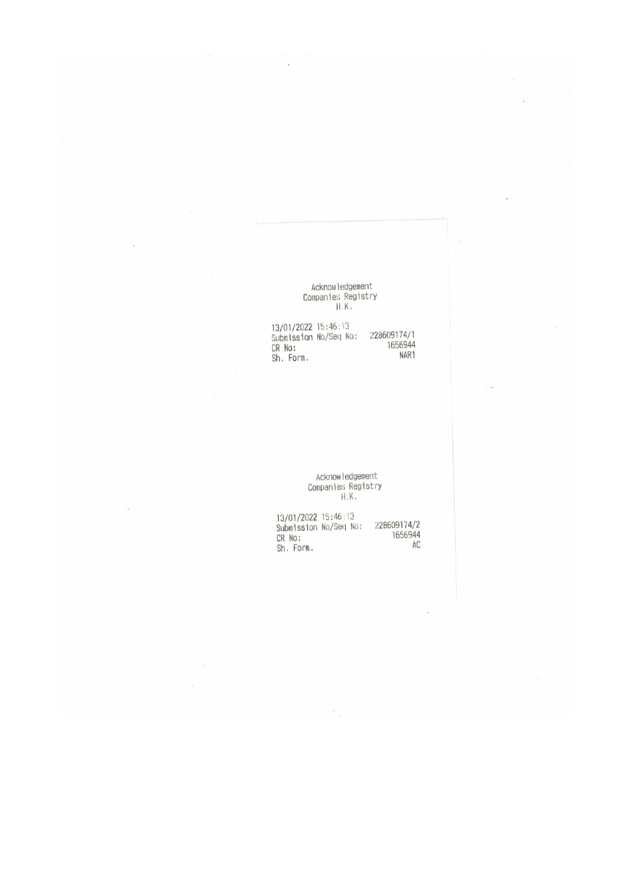Acknowledgement
Companies Registry
H.K.

13/01/2022 15:46:13
Submission No/Seq No: 228609174/1
CR No: 1656944
Sh. Form. NAR1

Acknowledgement
Companies Registry
H.K.

13/01/2022 15:46:13
Submission No/Seq No: 228609174/2
CR No: 1656944
Sh. Form. AC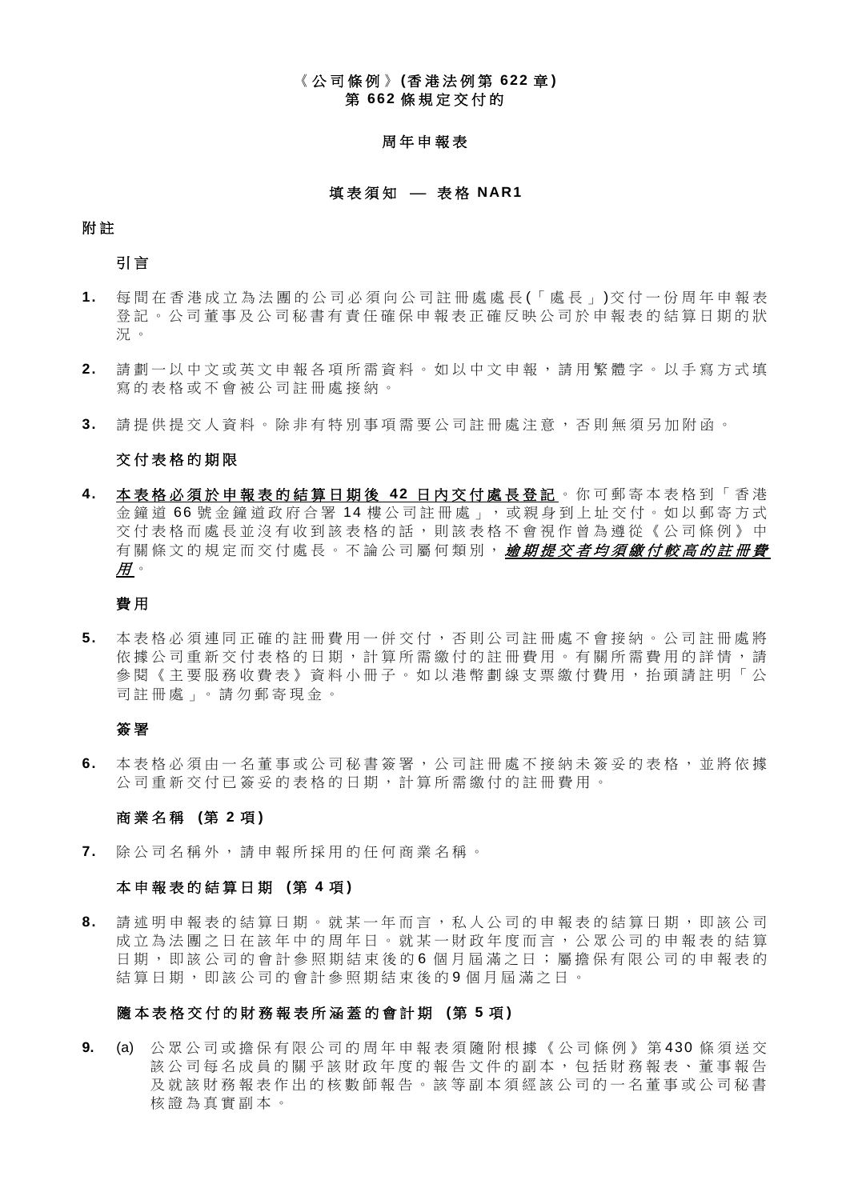**《公司條例》(香港法例第 622 章)**
**第 662 條規定交付的**

**周年申報表**

**填表須知 — 表格 NAR1**

**附註**

**引言**

1. 每間在香港成立為法團的公司必須向公司註冊處處長(「處長」)交付一份周年申報表登記。公司董事及公司秘書有責任確保申報表正確反映公司於申報表的結算日期的狀況。

2. 請劃一以中文或英文申報各項所需資料。如以中文申報，請用繁體字。以手寫方式填寫的表格或不會被公司註冊處接納。

3. 請提供提交人資料。除非有特別事項需要公司註冊處注意，否則無須另加附函。

**交付表格的期限**

4. 本表格必須於申報表的結算日期後 42 日內交付處長登記。你可郵寄本表格到「香港金鐘道 66 號金鐘道政府合署 14 樓公司註冊處」，或親身到上址交付。如以郵寄方式交付表格而處長並沒有收到該表格的話，則該表格不會視作曾為遵從《公司條例》中有關條文的規定而交付處長。不論公司屬何類別，***逾期提交者均須繳付較高的註冊費用***。

**費用**

5. 本表格必須連同正確的註冊費用一併交付，否則公司註冊處不會接納。公司註冊處將依據公司重新交付表格的日期，計算所需繳付的註冊費用。有關所需費用的詳情，請參閱《主要服務收費表》資料小冊子。如以港幣劃線支票繳付費用，抬頭請註明「公司註冊處」。請勿郵寄現金。

**簽署**

6. 本表格必須由一名董事或公司秘書簽署，公司註冊處不接納未簽妥的表格，並將依據公司重新交付已簽妥的表格的日期，計算所需繳付的註冊費用。

**商業名稱 (第 2 項)**

7. 除公司名稱外，請申報所採用的任何商業名稱。

**本申報表的結算日期 (第 4 項)**

8. 請述明申報表的結算日期。就某一年而言，私人公司的申報表的結算日期，即該公司成立為法團之日在該年中的周年日。就某一財政年度而言，公眾公司的申報表的結算日期，即該公司的會計參照期結束後的6個月屆滿之日；屬擔保有限公司的申報表的結算日期，即該公司的會計參照期結束後的9個月屆滿之日。

**隨本表格交付的財務報表所涵蓋的會計期 (第 5 項)**

9. (a) 公眾公司或擔保有限公司的周年申報表須隨附根據《公司條例》第430條須送交該公司每名成員的關乎該財政年度的報告文件的副本，包括財務報表、董事報告及就該財務報表作出的核數師報告。該等副本須經該公司的一名董事或公司秘書核證為真實副本。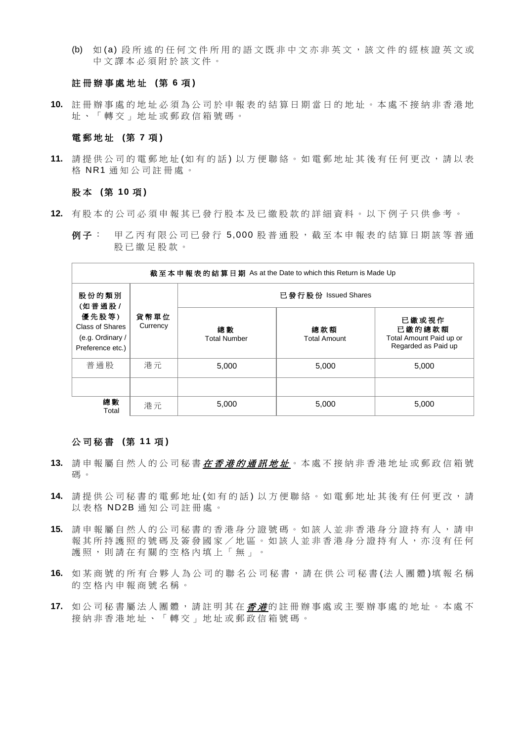(b) 如(a)段所述的任何文件所用的語文既非中文亦非英文，該文件的經核證英文或中文譯本必須附於該文件。

### 註冊辦事處地址 (第 6 項)

**10.** 註冊辦事處的地址必須為公司於申報表的結算日期當日的地址。本處不接納非香港地址、「轉交」地址或郵政信箱號碼。

### 電郵地址 (第 7 項)

**11.** 請提供公司的電郵地址(如有的話)以方便聯絡。如電郵地址其後有任何更改，請以表格 NR1 通知公司註冊處。

### 股本 (第 10 項)

**12.** 有股本的公司必須申報其已發行股本及已繳股款的詳細資料。以下例子只供參考。

***例子***： 甲乙丙有限公司已發行 5,000 股普通股，截至本申報表的結算日期該等普通股已繳足股款。

| **截至本申報表的結算日期** As at the Date to which this Return is Made Up | | | | |
|---|---|---|---|---|
| **股份的類別 (如普通股/優先股等)** Class of Shares (e.g. Ordinary / Preference etc.) | **貨幣單位** Currency | **已發行股份** Issued Shares | | |
| | | **總數** Total Number | **總款額** Total Amount | **已繳或視作已繳的總款額** Total Amount Paid up or Regarded as Paid up |
| 普通股 | 港元 | 5,000 | 5,000 | 5,000 |
| | | | | |
| **總數** Total | 港元 | 5,000 | 5,000 | 5,000 |

### 公司秘書 (第 11 項)

**13.** 請申報屬自然人的公司秘書***<u>在香港的通訊地址</u>***。本處不接納非香港地址或郵政信箱號碼。

**14.** 請提供公司秘書的電郵地址(如有的話)以方便聯絡。如電郵地址其後有任何更改，請以表格 ND2B 通知公司註冊處。

**15.** 請申報屬自然人的公司秘書的香港身分證號碼。如該人並非香港身分證持有人，請申報其所持護照的號碼及簽發國家／地區。如該人並非香港身分證持有人，亦沒有任何護照，則請在有關的空格內填上「無」。

**16.** 如某商號的所有合夥人為公司的聯名公司秘書，請在供公司秘書(法人團體)填報名稱的空格內申報商號名稱。

**17.** 如公司秘書屬法人團體，請註明其在***<u>香港</u>***的註冊辦事處或主要辦事處的地址。本處不接納非香港地址、「轉交」地址或郵政信箱號碼。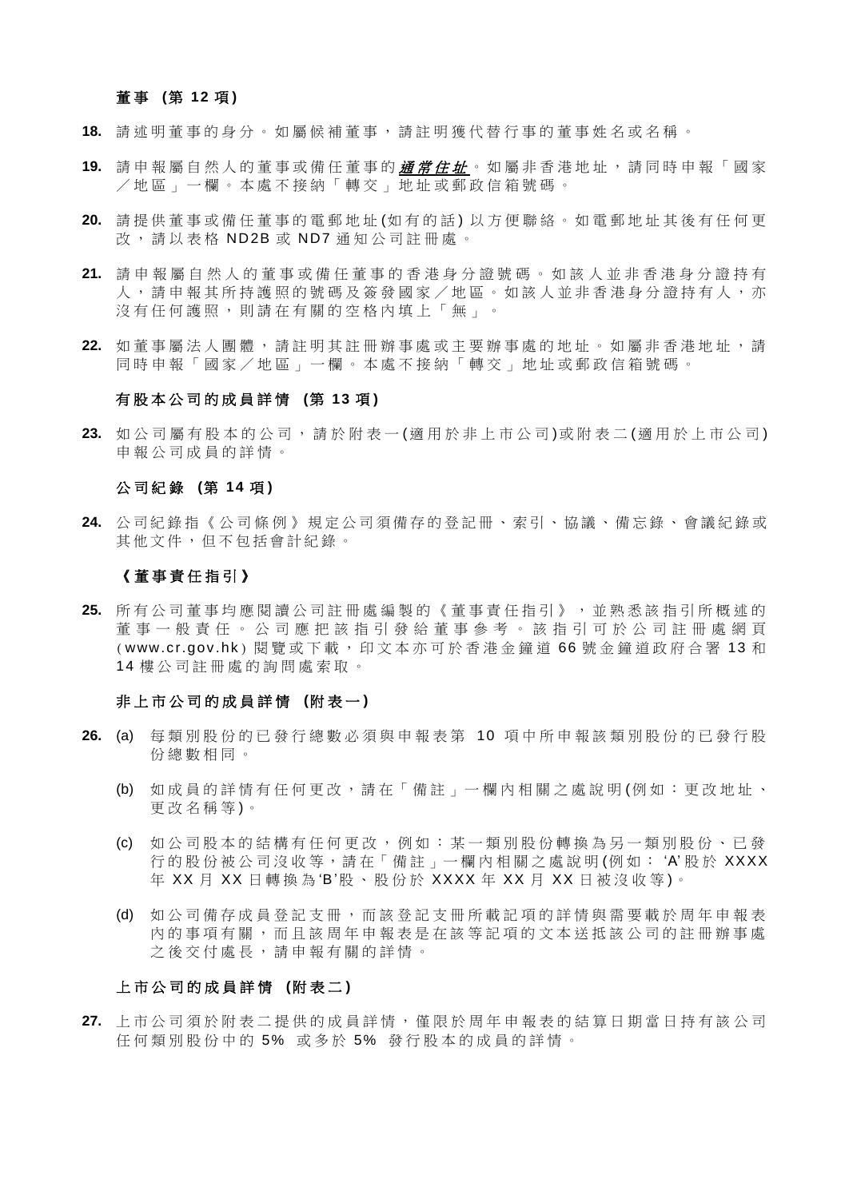### 董事 (第 12 項)

**18.** 請述明董事的身分。如屬候補董事，請註明獲代替行事的董事姓名或名稱。

**19.** 請申報屬自然人的董事或備任董事的***通常住址***。如屬非香港地址，請同時申報「國家／地區」一欄。本處不接納「轉交」地址或郵政信箱號碼。

**20.** 請提供董事或備任董事的電郵地址(如有的話) 以方便聯絡。如電郵地址其後有任何更改，請以表格 ND2B 或 ND7 通知公司註冊處。

**21.** 請申報屬自然人的董事或備任董事的香港身分證號碼。如該人並非香港身分證持有人，請申報其所持護照的號碼及簽發國家／地區。如該人並非香港身分證持有人，亦沒有任何護照，則請在有關的空格內填上「無」。

**22.** 如董事屬法人團體，請註明其註冊辦事處或主要辦事處的地址。如屬非香港地址，請同時申報「國家／地區」一欄。本處不接納「轉交」地址或郵政信箱號碼。

### 有股本公司的成員詳情 (第 13 項)

**23.** 如公司屬有股本的公司，請於附表一(適用於非上市公司)或附表二(適用於上市公司)申報公司成員的詳情。

### 公司紀錄 (第 14 項)

**24.** 公司紀錄指《公司條例》規定公司須備存的登記冊、索引、協議、備忘錄、會議紀錄或其他文件，但不包括會計紀錄。

### 《董事責任指引》

**25.** 所有公司董事均應閱讀公司註冊處編製的《董事責任指引》，並熟悉該指引所概述的董事一般責任。公司應把該指引發給董事參考。該指引可於公司註冊處網頁(www.cr.gov.hk)閱覽或下載，印文本亦可於香港金鐘道 66 號金鐘道政府合署 13 和 14 樓公司註冊處的詢問處索取。

### 非上市公司的成員詳情 (附表一)

**26.** (a) 每類別股份的已發行總數必須與申報表第 10 項中所申報該類別股份的已發行股份總數相同。

(b) 如成員的詳情有任何更改，請在「備註」一欄內相關之處說明(例如：更改地址、更改名稱等)。

(c) 如公司股本的結構有任何更改，例如：某一類別股份轉換為另一類別股份、已發行的股份被公司沒收等，請在「備註」一欄內相關之處說明(例如：'A'股於 XXXX 年 XX 月 XX 日轉換為'B'股、股份於 XXXX 年 XX 月 XX 日被沒收等)。

(d) 如公司備存成員登記支冊，而該登記支冊所載記項的詳情與需要載於周年申報表內的事項有關，而且該周年申報表是在該等記項的文本送抵該公司的註冊辦事處之後交付處長，請申報有關的詳情。

### 上市公司的成員詳情 (附表二)

**27.** 上市公司須於附表二提供的成員詳情，僅限於周年申報表的結算日期當日持有該公司任何類別股份中的 5% 或多於 5% 發行股本的成員的詳情。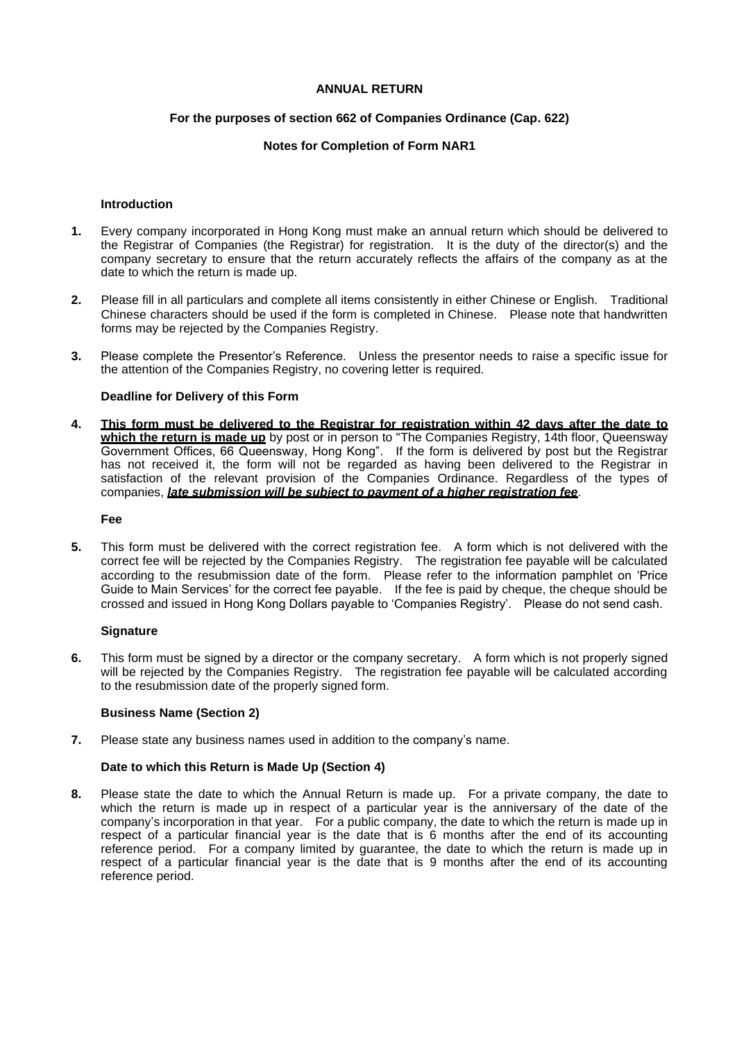**ANNUAL RETURN**

**For the purposes of section 662 of Companies Ordinance (Cap. 622)**

**Notes for Completion of Form NAR1**

**Introduction**

**1.** Every company incorporated in Hong Kong must make an annual return which should be delivered to the Registrar of Companies (the Registrar) for registration. It is the duty of the director(s) and the company secretary to ensure that the return accurately reflects the affairs of the company as at the date to which the return is made up.

**2.** Please fill in all particulars and complete all items consistently in either Chinese or English. Traditional Chinese characters should be used if the form is completed in Chinese. Please note that handwritten forms may be rejected by the Companies Registry.

**3.** Please complete the Presentor's Reference. Unless the presentor needs to raise a specific issue for the attention of the Companies Registry, no covering letter is required.

**Deadline for Delivery of this Form**

**4.** **<u>This form must be delivered to the Registrar for registration within 42 days after the date to which the return is made up</u>** by post or in person to "The Companies Registry, 14th floor, Queensway Government Offices, 66 Queensway, Hong Kong". If the form is delivered by post but the Registrar has not received it, the form will not be regarded as having been delivered to the Registrar in satisfaction of the relevant provision of the Companies Ordinance. Regardless of the types of companies, ***<u>late submission will be subject to payment of a higher registration fee</u>***.

**Fee**

**5.** This form must be delivered with the correct registration fee. A form which is not delivered with the correct fee will be rejected by the Companies Registry. The registration fee payable will be calculated according to the resubmission date of the form. Please refer to the information pamphlet on 'Price Guide to Main Services' for the correct fee payable. If the fee is paid by cheque, the cheque should be crossed and issued in Hong Kong Dollars payable to 'Companies Registry'. Please do not send cash.

**Signature**

**6.** This form must be signed by a director or the company secretary. A form which is not properly signed will be rejected by the Companies Registry. The registration fee payable will be calculated according to the resubmission date of the properly signed form.

**Business Name (Section 2)**

**7.** Please state any business names used in addition to the company's name.

**Date to which this Return is Made Up (Section 4)**

**8.** Please state the date to which the Annual Return is made up. For a private company, the date to which the return is made up in respect of a particular year is the anniversary of the date of the company's incorporation in that year. For a public company, the date to which the return is made up in respect of a particular financial year is the date that is 6 months after the end of its accounting reference period. For a company limited by guarantee, the date to which the return is made up in respect of a particular financial year is the date that is 9 months after the end of its accounting reference period.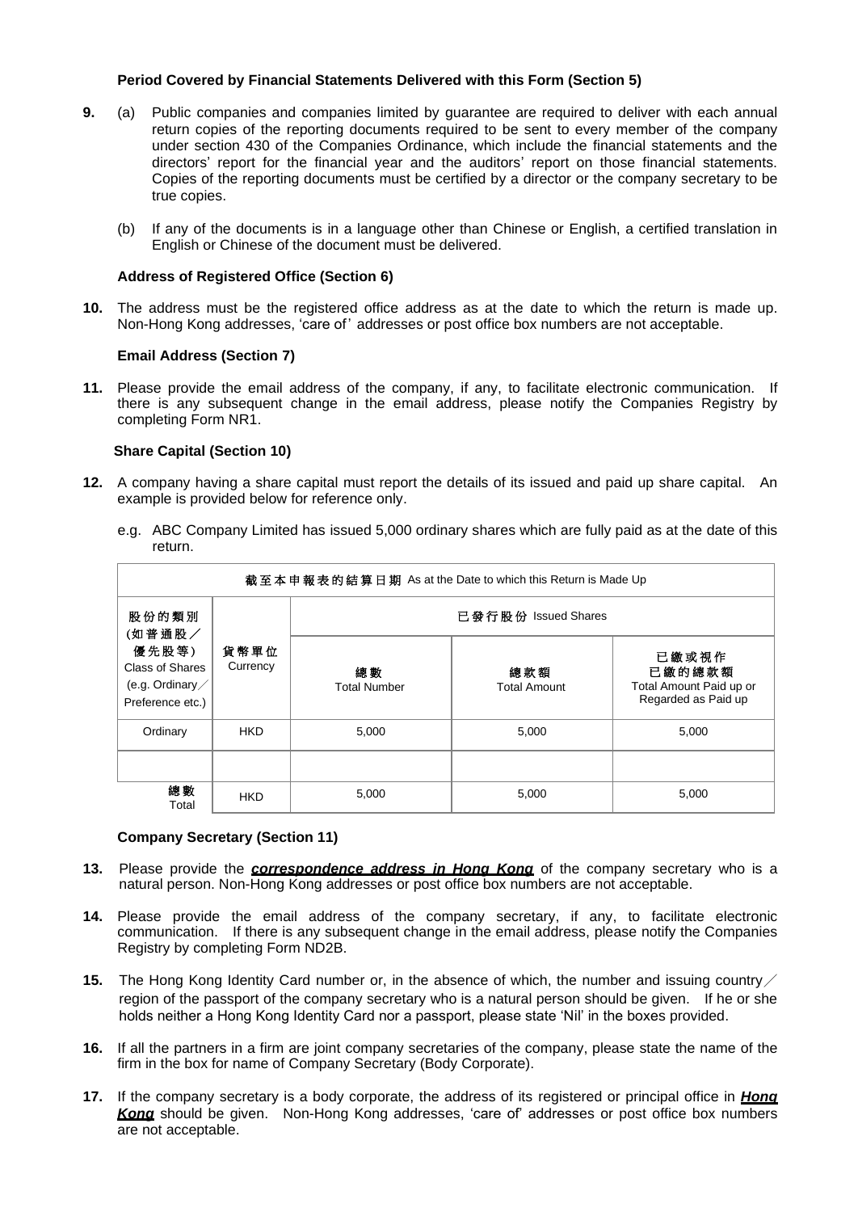**Period Covered by Financial Statements Delivered with this Form (Section 5)**

**9.** (a) Public companies and companies limited by guarantee are required to deliver with each annual return copies of the reporting documents required to be sent to every member of the company under section 430 of the Companies Ordinance, which include the financial statements and the directors' report for the financial year and the auditors' report on those financial statements. Copies of the reporting documents must be certified by a director or the company secretary to be true copies.

(b) If any of the documents is in a language other than Chinese or English, a certified translation in English or Chinese of the document must be delivered.

**Address of Registered Office (Section 6)**

**10.** The address must be the registered office address as at the date to which the return is made up. Non-Hong Kong addresses, 'care of' addresses or post office box numbers are not acceptable.

**Email Address (Section 7)**

**11.** Please provide the email address of the company, if any, to facilitate electronic communication. If there is any subsequent change in the email address, please notify the Companies Registry by completing Form NR1.

**Share Capital (Section 10)**

**12.** A company having a share capital must report the details of its issued and paid up share capital. An example is provided below for reference only.

e.g. ABC Company Limited has issued 5,000 ordinary shares which are fully paid as at the date of this return.

| 截至本申報表的結算日期 As at the Date to which this Return is Made Up | | | | |
|---|---|---|---|---|
| 股份的類別 (如普通股／優先股等) Class of Shares (e.g. Ordinary／Preference etc.) | 貨幣單位 Currency | 已發行股份 Issued Shares | | |
| | | 總數 Total Number | 總款額 Total Amount | 已繳或視作已繳的總款額 Total Amount Paid up or Regarded as Paid up |
| Ordinary | HKD | 5,000 | 5,000 | 5,000 |
| | | | | |
| 總數 Total | HKD | 5,000 | 5,000 | 5,000 |

**Company Secretary (Section 11)**

**13.** Please provide the ***correspondence address in Hong Kong*** of the company secretary who is a natural person. Non-Hong Kong addresses or post office box numbers are not acceptable.

**14.** Please provide the email address of the company secretary, if any, to facilitate electronic communication. If there is any subsequent change in the email address, please notify the Companies Registry by completing Form ND2B.

**15.** The Hong Kong Identity Card number or, in the absence of which, the number and issuing country／region of the passport of the company secretary who is a natural person should be given. If he or she holds neither a Hong Kong Identity Card nor a passport, please state 'Nil' in the boxes provided.

**16.** If all the partners in a firm are joint company secretaries of the company, please state the name of the firm in the box for name of Company Secretary (Body Corporate).

**17.** If the company secretary is a body corporate, the address of its registered or principal office in ***Hong Kong*** should be given. Non-Hong Kong addresses, 'care of' addresses or post office box numbers are not acceptable.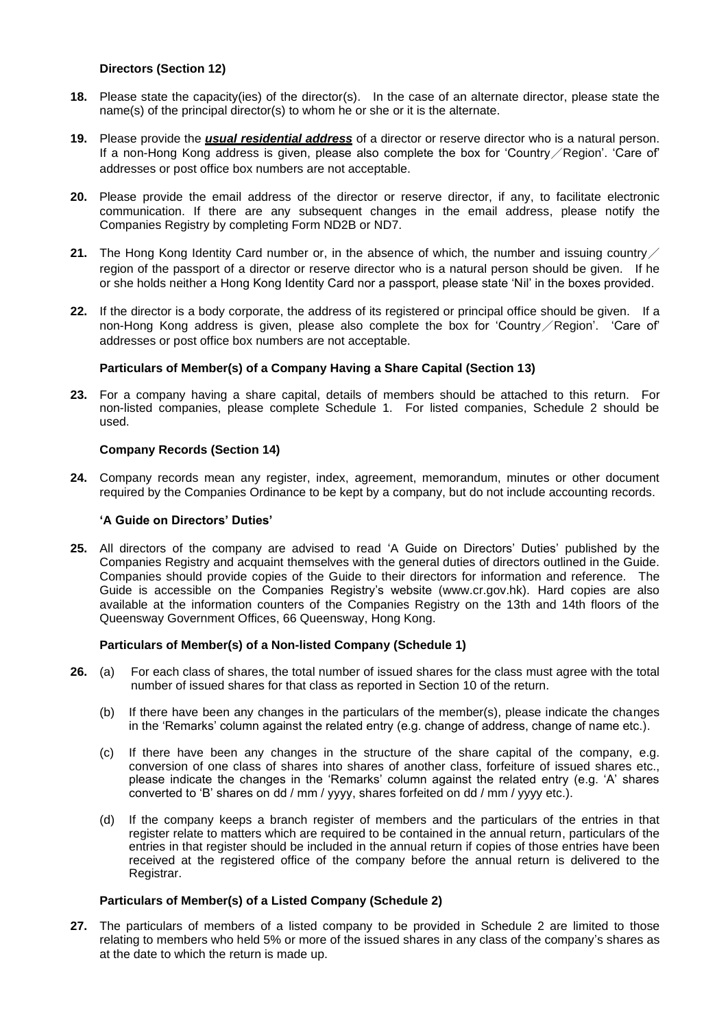**Directors (Section 12)**

**18.** Please state the capacity(ies) of the director(s). In the case of an alternate director, please state the name(s) of the principal director(s) to whom he or she or it is the alternate.

**19.** Please provide the ***usual residential address*** of a director or reserve director who is a natural person. If a non-Hong Kong address is given, please also complete the box for 'Country／Region'. 'Care of' addresses or post office box numbers are not acceptable.

**20.** Please provide the email address of the director or reserve director, if any, to facilitate electronic communication. If there are any subsequent changes in the email address, please notify the Companies Registry by completing Form ND2B or ND7.

**21.** The Hong Kong Identity Card number or, in the absence of which, the number and issuing country／region of the passport of a director or reserve director who is a natural person should be given. If he or she holds neither a Hong Kong Identity Card nor a passport, please state 'Nil' in the boxes provided.

**22.** If the director is a body corporate, the address of its registered or principal office should be given. If a non-Hong Kong address is given, please also complete the box for 'Country／Region'. 'Care of' addresses or post office box numbers are not acceptable.

**Particulars of Member(s) of a Company Having a Share Capital (Section 13)**

**23.** For a company having a share capital, details of members should be attached to this return. For non-listed companies, please complete Schedule 1. For listed companies, Schedule 2 should be used.

**Company Records (Section 14)**

**24.** Company records mean any register, index, agreement, memorandum, minutes or other document required by the Companies Ordinance to be kept by a company, but do not include accounting records.

**'A Guide on Directors' Duties'**

**25.** All directors of the company are advised to read 'A Guide on Directors' Duties' published by the Companies Registry and acquaint themselves with the general duties of directors outlined in the Guide. Companies should provide copies of the Guide to their directors for information and reference. The Guide is accessible on the Companies Registry's website (www.cr.gov.hk). Hard copies are also available at the information counters of the Companies Registry on the 13th and 14th floors of the Queensway Government Offices, 66 Queensway, Hong Kong.

**Particulars of Member(s) of a Non-listed Company (Schedule 1)**

**26.** (a) For each class of shares, the total number of issued shares for the class must agree with the total number of issued shares for that class as reported in Section 10 of the return.

(b) If there have been any changes in the particulars of the member(s), please indicate the changes in the 'Remarks' column against the related entry (e.g. change of address, change of name etc.).

(c) If there have been any changes in the structure of the share capital of the company, e.g. conversion of one class of shares into shares of another class, forfeiture of issued shares etc., please indicate the changes in the 'Remarks' column against the related entry (e.g. 'A' shares converted to 'B' shares on dd / mm / yyyy, shares forfeited on dd / mm / yyyy etc.).

(d) If the company keeps a branch register of members and the particulars of the entries in that register relate to matters which are required to be contained in the annual return, particulars of the entries in that register should be included in the annual return if copies of those entries have been received at the registered office of the company before the annual return is delivered to the Registrar.

**Particulars of Member(s) of a Listed Company (Schedule 2)**

**27.** The particulars of members of a listed company to be provided in Schedule 2 are limited to those relating to members who held 5% or more of the issued shares in any class of the company's shares as at the date to which the return is made up.